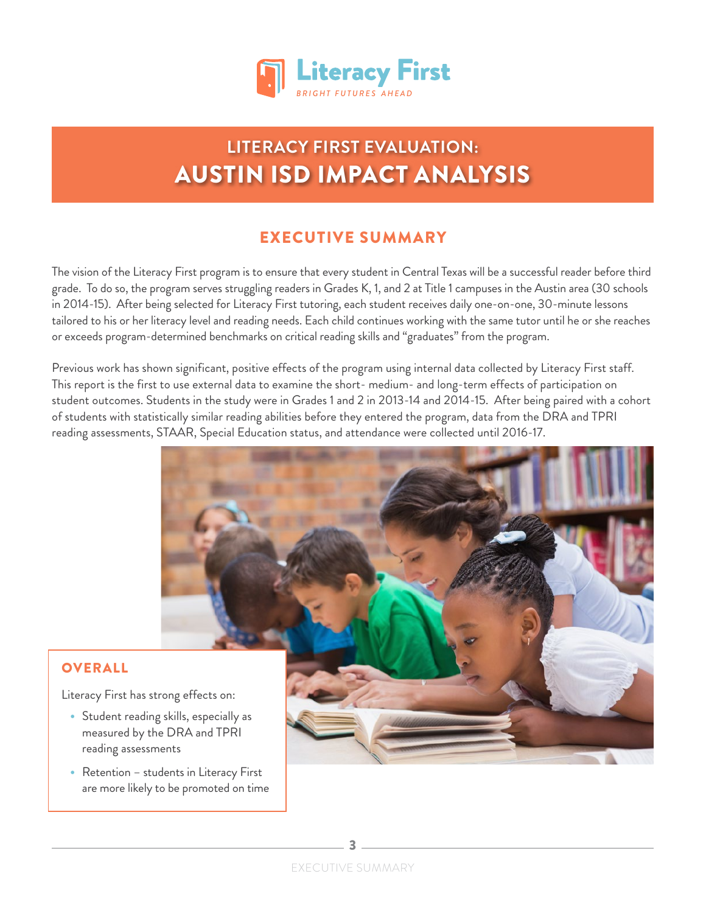Literacy First

*BRIGHT FUTURES AHEAD*

# LITERACY FIRST EVALUATION: AUSTIN ISD IMPACT ANALYSIS

## EXECUTIVE SUMMARY

The vision of the Literacy First program is to ensure that every student in Central Texas will be a successful reader before third grade. To do so, the program serves struggling readers in Grades K, 1, and 2 at Title 1 campuses in the Austin area (30 schools in 2014-15). After being selected for Literacy First tutoring, each student receives daily one-on-one, 30-minute lessons tailored to his or her literacy level and reading needs. Each child continues working with the same tutor until he or she reaches or exceeds program-determined benchmarks on critical reading skills and "graduates" from the program.

Previous work has shown significant, positive effects of the program using internal data collected by Literacy First staff. This report is the first to use external data to examine the short- medium- and long-term effects of participation on student outcomes. Students in the study were in Grades 1 and 2 in 2013-14 and 2014-15. After being paired with a cohort of students with statistically similar reading abilities before they entered the program, data from the DRA and TPRI reading assessments, STAAR, Special Education status, and attendance were collected until 2016-17.

### OVERALL

Literacy First has strong effects on:

- Student reading skills, especially as measured by the DRA and TPRI reading assessments
- Retention – students in Literacy First are more likely to be promoted on time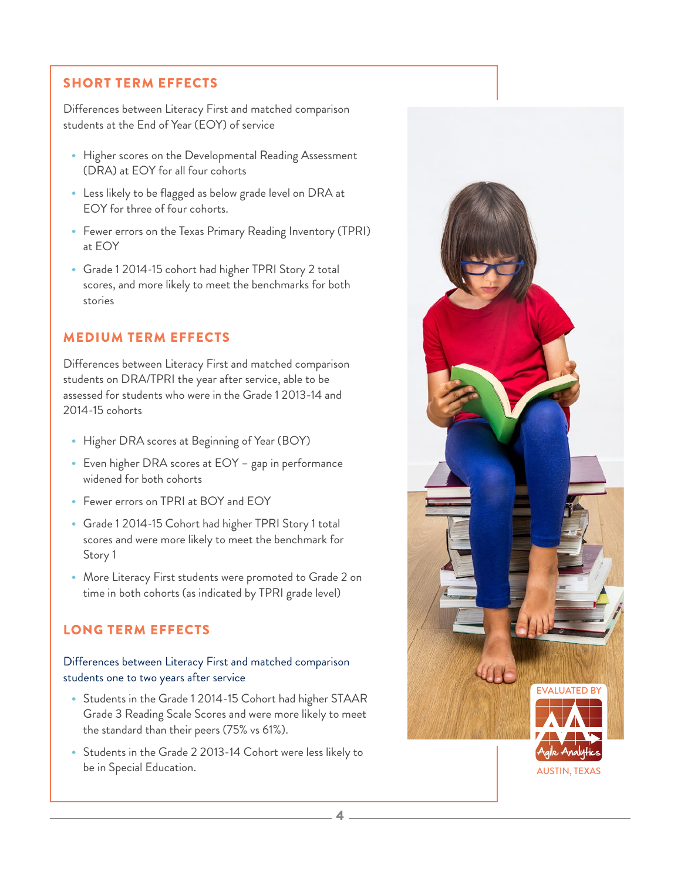## SHORT TERM EFFECTS

Differences between Literacy First and matched comparison students at the End of Year (EOY) of service

- Higher scores on the Developmental Reading Assessment (DRA) at EOY for all four cohorts
- Less likely to be flagged as below grade level on DRA at EOY for three of four cohorts.
- Fewer errors on the Texas Primary Reading Inventory (TPRI) at EOY
- Grade 1 2014-15 cohort had higher TPRI Story 2 total scores, and more likely to meet the benchmarks for both stories

## MEDIUM TERM EFFECTS

Differences between Literacy First and matched comparison students on DRA/TPRI the year after service, able to be assessed for students who were in the Grade 1 2013-14 and 2014-15 cohorts

- Higher DRA scores at Beginning of Year (BOY)
- Even higher DRA scores at EOY – gap in performance widened for both cohorts
- Fewer errors on TPRI at BOY and EOY
- Grade 1 2014-15 Cohort had higher TPRI Story 1 total scores and were more likely to meet the benchmark for Story 1
- More Literacy First students were promoted to Grade 2 on time in both cohorts (as indicated by TPRI grade level)

## LONG TERM EFFECTS

Differences between Literacy First and matched comparison students one to two years after service

- Students in the Grade 1 2014-15 Cohort had higher STAAR Grade 3 Reading Scale Scores and were more likely to meet the standard than their peers (75% vs 61%).
- Students in the Grade 2 2013-14 Cohort were less likely to be in Special Education.

EVALUATED BY

Agile Analytics

AUSTIN, TEXAS